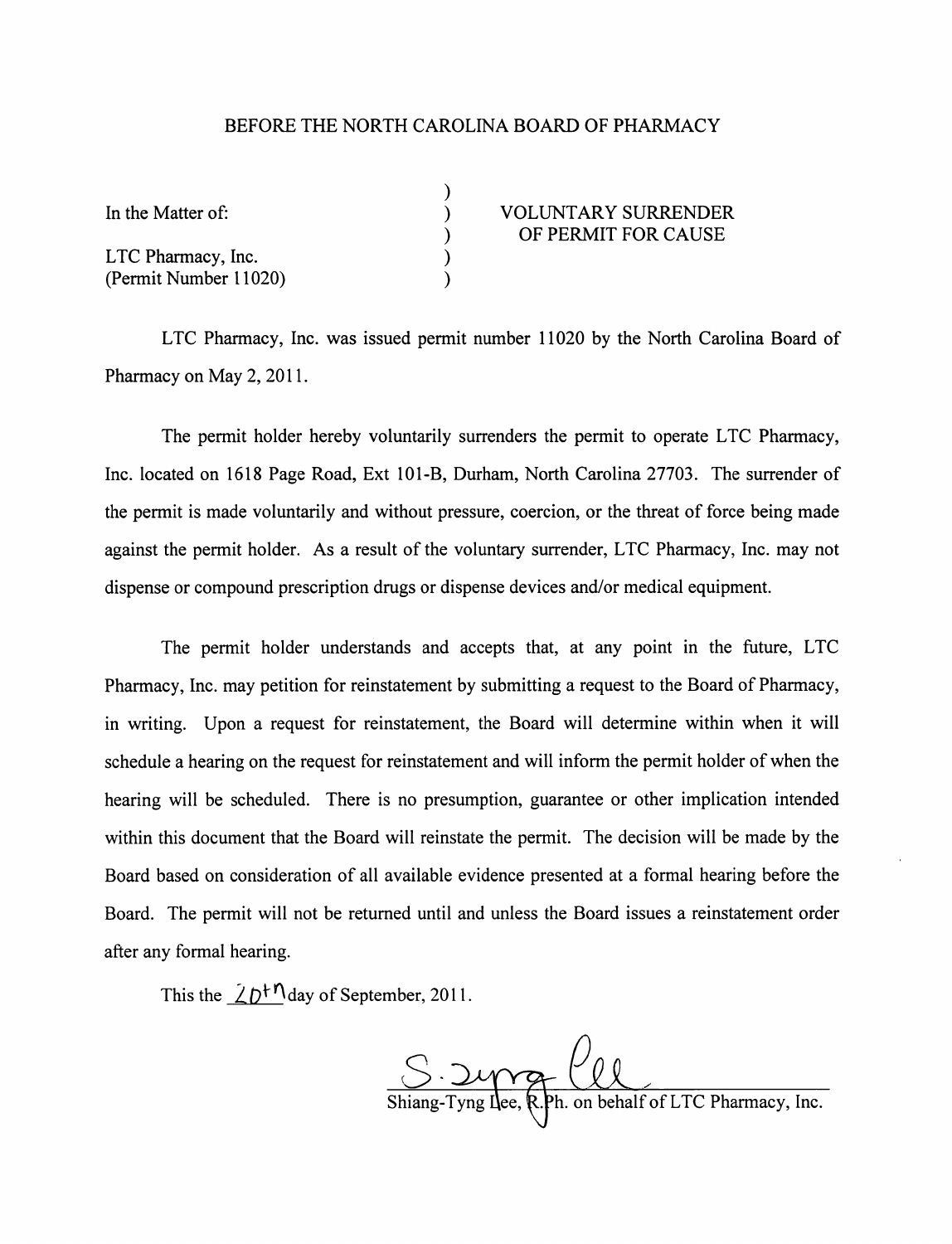BEFORE THE NORTH CAROLINA BOARD OF PHARMACY

| In the Matter of: | VOLUNTARY SURRENDER OF PERMIT FOR CAUSE |
|---|---|
| LTC Pharmacy, Inc. (Permit Number 11020) | |

LTC Pharmacy, Inc. was issued permit number 11020 by the North Carolina Board of Pharmacy on May 2, 2011.

The permit holder hereby voluntarily surrenders the permit to operate LTC Pharmacy, Inc. located on 1618 Page Road, Ext 101-B, Durham, North Carolina 27703. The surrender of the permit is made voluntarily and without pressure, coercion, or the threat of force being made against the permit holder. As a result of the voluntary surrender, LTC Pharmacy, Inc. may not dispense or compound prescription drugs or dispense devices and/or medical equipment.

The permit holder understands and accepts that, at any point in the future, LTC Pharmacy, Inc. may petition for reinstatement by submitting a request to the Board of Pharmacy, in writing. Upon a request for reinstatement, the Board will determine within when it will schedule a hearing on the request for reinstatement and will inform the permit holder of when the hearing will be scheduled. There is no presumption, guarantee or other implication intended within this document that the Board will reinstate the permit. The decision will be made by the Board based on consideration of all available evidence presented at a formal hearing before the Board. The permit will not be returned until and unless the Board issues a reinstatement order after any formal hearing.

This the 20th day of September, 2011.

S. Tyng Lee

Shiang-Tyng Lee, R.Ph. on behalf of LTC Pharmacy, Inc.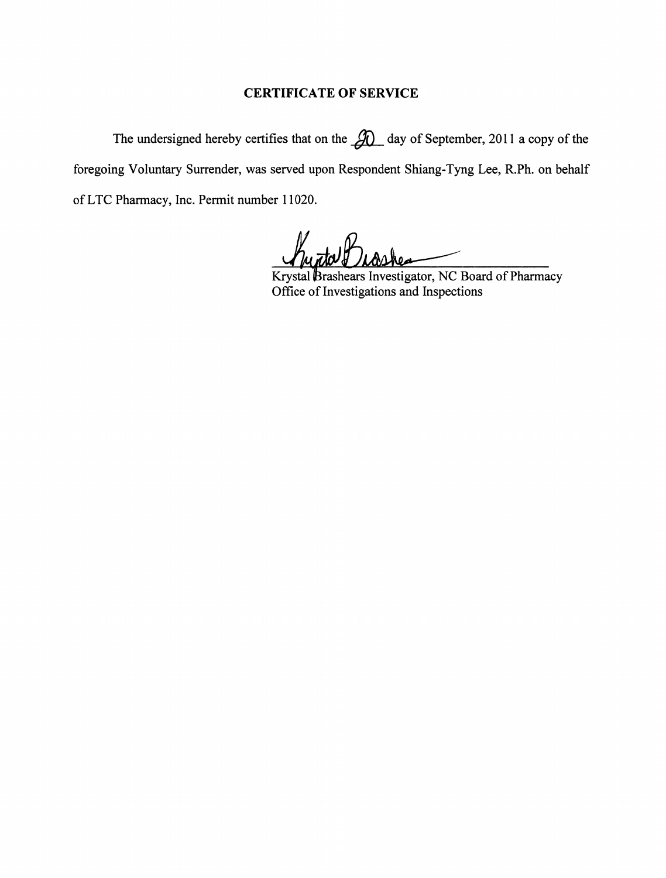**CERTIFICATE OF SERVICE**

The undersigned hereby certifies that on the 20 day of September, 2011 a copy of the foregoing Voluntary Surrender, was served upon Respondent Shiang-Tyng Lee, R.Ph. on behalf of LTC Pharmacy, Inc. Permit number 11020.

Krystal Brashears Investigator, NC Board of Pharmacy
Office of Investigations and Inspections